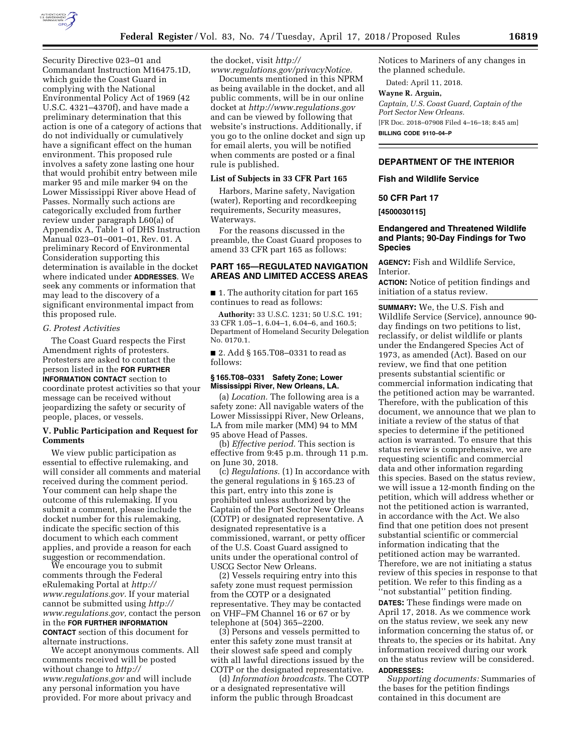Security Directive 023–01 and Commandant Instruction M16475.1D, which guide the Coast Guard in complying with the National Environmental Policy Act of 1969 (42 U.S.C. 4321–4370f), and have made a preliminary determination that this action is one of a category of actions that do not individually or cumulatively have a significant effect on the human environment. This proposed rule involves a safety zone lasting one hour that would prohibit entry between mile marker 95 and mile marker 94 on the Lower Mississippi River above Head of Passes. Normally such actions are categorically excluded from further review under paragraph L60(a) of Appendix A, Table 1 of DHS Instruction Manual 023–01–001–01, Rev. 01. A preliminary Record of Environmental Consideration supporting this determination is available in the docket where indicated under **ADDRESSES**. We seek any comments or information that may lead to the discovery of a significant environmental impact from this proposed rule.

*G. Protest Activities*

The Coast Guard respects the First Amendment rights of protesters. Protesters are asked to contact the person listed in the **FOR FURTHER INFORMATION CONTACT** section to coordinate protest activities so that your message can be received without jeopardizing the safety or security of people, places, or vessels.

### V. Public Participation and Request for Comments

We view public participation as essential to effective rulemaking, and will consider all comments and material received during the comment period. Your comment can help shape the outcome of this rulemaking. If you submit a comment, please include the docket number for this rulemaking, indicate the specific section of this document to which each comment applies, and provide a reason for each suggestion or recommendation.

We encourage you to submit comments through the Federal eRulemaking Portal at *http://www.regulations.gov.* If your material cannot be submitted using *http://www.regulations.gov,* contact the person in the **FOR FURTHER INFORMATION CONTACT** section of this document for alternate instructions.

We accept anonymous comments. All comments received will be posted without change to *http://www.regulations.gov* and will include any personal information you have provided. For more about privacy and the docket, visit *http://www.regulations.gov/privacyNotice.*

Documents mentioned in this NPRM as being available in the docket, and all public comments, will be in our online docket at *http://www.regulations.gov* and can be viewed by following that website's instructions. Additionally, if you go to the online docket and sign up for email alerts, you will be notified when comments are posted or a final rule is published.

### List of Subjects in 33 CFR Part 165

Harbors, Marine safety, Navigation (water), Reporting and recordkeeping requirements, Security measures, Waterways.

For the reasons discussed in the preamble, the Coast Guard proposes to amend 33 CFR part 165 as follows:

### PART 165—REGULATED NAVIGATION AREAS AND LIMITED ACCESS AREAS

■ 1. The authority citation for part 165 continues to read as follows:

**Authority:** 33 U.S.C. 1231; 50 U.S.C. 191; 33 CFR 1.05–1, 6.04–1, 6.04–6, and 160.5; Department of Homeland Security Delegation No. 0170.1.

■ 2. Add § 165.T08–0331 to read as follows:

#### § 165.T08–0331 Safety Zone; Lower Mississippi River, New Orleans, LA.

(a) *Location.* The following area is a safety zone: All navigable waters of the Lower Mississippi River, New Orleans, LA from mile marker (MM) 94 to MM 95 above Head of Passes.

(b) *Effective period.* This section is effective from 9:45 p.m. through 11 p.m. on June 30, 2018.

(c) *Regulations.* (1) In accordance with the general regulations in § 165.23 of this part, entry into this zone is prohibited unless authorized by the Captain of the Port Sector New Orleans (COTP) or designated representative. A designated representative is a commissioned, warrant, or petty officer of the U.S. Coast Guard assigned to units under the operational control of USCG Sector New Orleans.

(2) Vessels requiring entry into this safety zone must request permission from the COTP or a designated representative. They may be contacted on VHF–FM Channel 16 or 67 or by telephone at (504) 365–2200.

(3) Persons and vessels permitted to enter this safety zone must transit at their slowest safe speed and comply with all lawful directions issued by the COTP or the designated representative.

(d) *Information broadcasts.* The COTP or a designated representative will inform the public through Broadcast Notices to Mariners of any changes in the planned schedule.

Dated: April 11, 2018.

**Wayne R. Arguin,**

*Captain, U.S. Coast Guard, Captain of the Port Sector New Orleans.*

[FR Doc. 2018–07908 Filed 4–16–18; 8:45 am]

**BILLING CODE 9110–04–P**

## DEPARTMENT OF THE INTERIOR

## Fish and Wildlife Service

## 50 CFR Part 17

**[4500030115]**

## Endangered and Threatened Wildlife and Plants; 90-Day Findings for Two Species

**AGENCY:** Fish and Wildlife Service, Interior.

**ACTION:** Notice of petition findings and initiation of a status review.

**SUMMARY:** We, the U.S. Fish and Wildlife Service (Service), announce 90-day findings on two petitions to list, reclassify, or delist wildlife or plants under the Endangered Species Act of 1973, as amended (Act). Based on our review, we find that one petition presents substantial scientific or commercial information indicating that the petitioned action may be warranted. Therefore, with the publication of this document, we announce that we plan to initiate a review of the status of that species to determine if the petitioned action is warranted. To ensure that this status review is comprehensive, we are requesting scientific and commercial data and other information regarding this species. Based on the status review, we will issue a 12-month finding on the petition, which will address whether or not the petitioned action is warranted, in accordance with the Act. We also find that one petition does not present substantial scientific or commercial information indicating that the petitioned action may be warranted. Therefore, we are not initiating a status review of this species in response to that petition. We refer to this finding as a ''not substantial'' petition finding.

**DATES:** These findings were made on April 17, 2018. As we commence work on the status review, we seek any new information concerning the status of, or threats to, the species or its habitat. Any information received during our work on the status review will be considered.

**ADDRESSES:**

*Supporting documents:* Summaries of the bases for the petition findings contained in this document are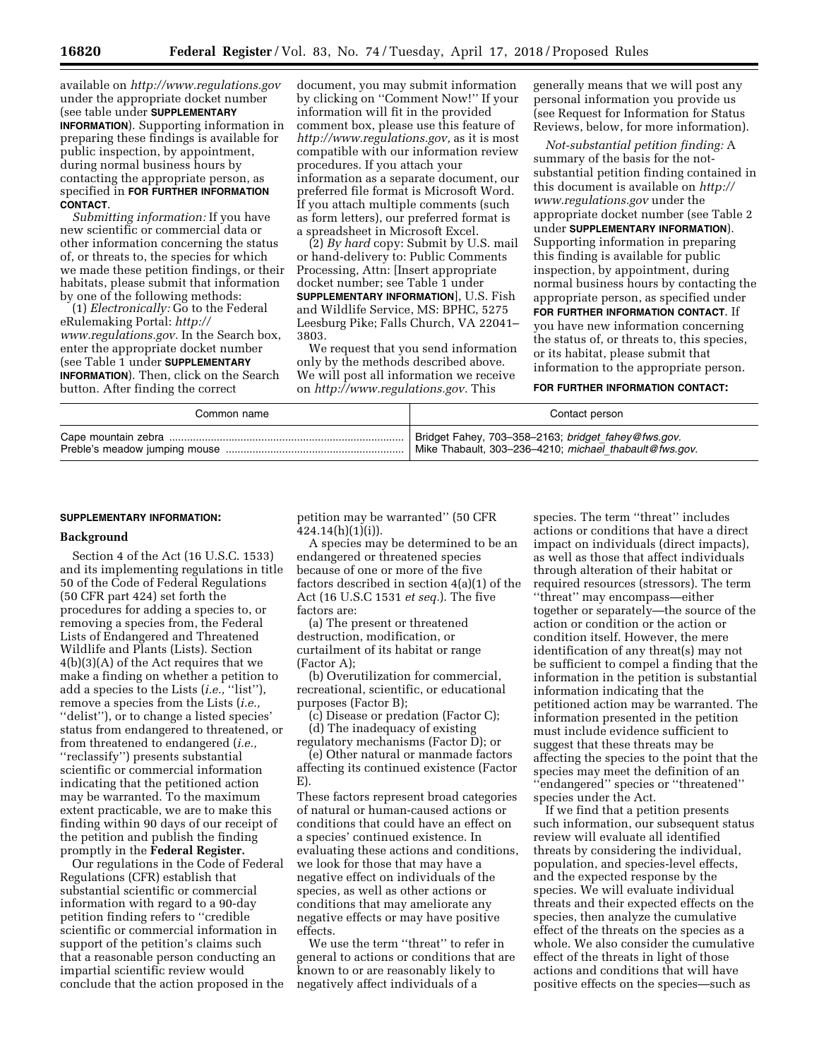available on *http://www.regulations.gov* under the appropriate docket number (see table under **SUPPLEMENTARY INFORMATION**). Supporting information in preparing these findings is available for public inspection, by appointment, during normal business hours by contacting the appropriate person, as specified in **FOR FURTHER INFORMATION CONTACT**.

*Submitting information:* If you have new scientific or commercial data or other information concerning the status of, or threats to, the species for which we made these petition findings, or their habitats, please submit that information by one of the following methods:

(1) *Electronically:* Go to the Federal eRulemaking Portal: *http://www.regulations.gov*. In the Search box, enter the appropriate docket number (see Table 1 under **SUPPLEMENTARY INFORMATION**). Then, click on the Search button. After finding the correct document, you may submit information by clicking on ''Comment Now!'' If your information will fit in the provided comment box, please use this feature of *http://www.regulations.gov,* as it is most compatible with our information review procedures. If you attach your information as a separate document, our preferred file format is Microsoft Word. If you attach multiple comments (such as form letters), our preferred format is a spreadsheet in Microsoft Excel.

(2) *By hard* copy: Submit by U.S. mail or hand-delivery to: Public Comments Processing, Attn: [Insert appropriate docket number; see Table 1 under **SUPPLEMENTARY INFORMATION**], U.S. Fish and Wildlife Service, MS: BPHC, 5275 Leesburg Pike; Falls Church, VA 22041–3803.

We request that you send information only by the methods described above. We will post all information we receive on *http://www.regulations.gov*. This generally means that we will post any personal information you provide us (see Request for Information for Status Reviews, below, for more information).

*Not-substantial petition finding:* A summary of the basis for the not-substantial petition finding contained in this document is available on *http://www.regulations.gov* under the appropriate docket number (see Table 2 under **SUPPLEMENTARY INFORMATION**). Supporting information in preparing this finding is available for public inspection, by appointment, during normal business hours by contacting the appropriate person, as specified under **FOR FURTHER INFORMATION CONTACT**. If you have new information concerning the status of, or threats to, this species, or its habitat, please submit that information to the appropriate person.

**FOR FURTHER INFORMATION CONTACT:**

| Common name | Contact person |
| --- | --- |
| Cape mountain zebra | Bridget Fahey, 703–358–2163; *bridget_fahey@fws.gov*. |
| Preble's meadow jumping mouse | Mike Thabault, 303–236–4210; *michael_thabault@fws.gov*. |

**SUPPLEMENTARY INFORMATION:**

## Background

Section 4 of the Act (16 U.S.C. 1533) and its implementing regulations in title 50 of the Code of Federal Regulations (50 CFR part 424) set forth the procedures for adding a species to, or removing a species from, the Federal Lists of Endangered and Threatened Wildlife and Plants (Lists). Section 4(b)(3)(A) of the Act requires that we make a finding on whether a petition to add a species to the Lists (*i.e.,* ''list''), remove a species from the Lists (*i.e.,* ''delist''), or to change a listed species' status from endangered to threatened, or from threatened to endangered (*i.e.,* ''reclassify'') presents substantial scientific or commercial information indicating that the petitioned action may be warranted. To the maximum extent practicable, we are to make this finding within 90 days of our receipt of the petition and publish the finding promptly in the **Federal Register.**

Our regulations in the Code of Federal Regulations (CFR) establish that substantial scientific or commercial information with regard to a 90-day petition finding refers to ''credible scientific or commercial information in support of the petition's claims such that a reasonable person conducting an impartial scientific review would conclude that the action proposed in the petition may be warranted'' (50 CFR 424.14(h)(1)(i)).

A species may be determined to be an endangered or threatened species because of one or more of the five factors described in section 4(a)(1) of the Act (16 U.S.C 1531 *et seq.*). The five factors are:

(a) The present or threatened destruction, modification, or curtailment of its habitat or range (Factor A);

(b) Overutilization for commercial, recreational, scientific, or educational purposes (Factor B);

(c) Disease or predation (Factor C);

(d) The inadequacy of existing regulatory mechanisms (Factor D); or

(e) Other natural or manmade factors affecting its continued existence (Factor E).

These factors represent broad categories of natural or human-caused actions or conditions that could have an effect on a species' continued existence. In evaluating these actions and conditions, we look for those that may have a negative effect on individuals of the species, as well as other actions or conditions that may ameliorate any negative effects or may have positive effects.

We use the term ''threat'' to refer in general to actions or conditions that are known to or are reasonably likely to negatively affect individuals of a species. The term ''threat'' includes actions or conditions that have a direct impact on individuals (direct impacts), as well as those that affect individuals through alteration of their habitat or required resources (stressors). The term ''threat'' may encompass—either together or separately—the source of the action or condition or the action or condition itself. However, the mere identification of any threat(s) may not be sufficient to compel a finding that the information in the petition is substantial information indicating that the petitioned action may be warranted. The information presented in the petition must include evidence sufficient to suggest that these threats may be affecting the species to the point that the species may meet the definition of an ''endangered'' species or ''threatened'' species under the Act.

If we find that a petition presents such information, our subsequent status review will evaluate all identified threats by considering the individual, population, and species-level effects, and the expected response by the species. We will evaluate individual threats and their expected effects on the species, then analyze the cumulative effect of the threats on the species as a whole. We also consider the cumulative effect of the threats in light of those actions and conditions that will have positive effects on the species—such as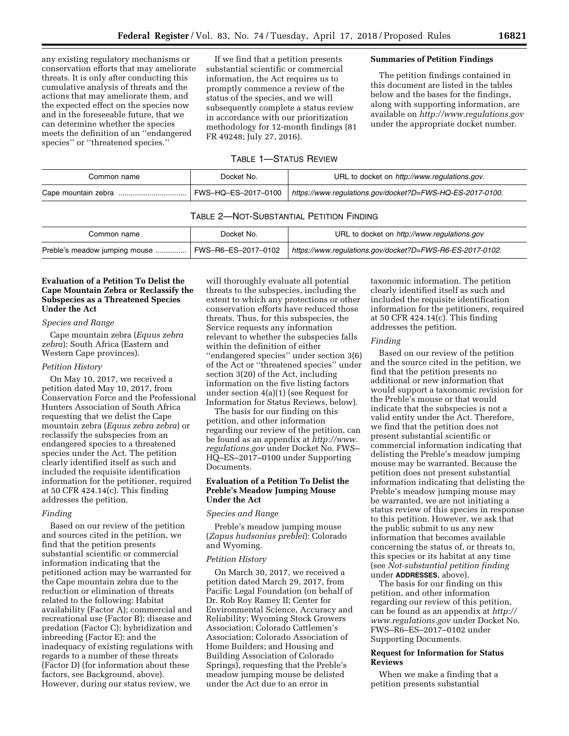any existing regulatory mechanisms or conservation efforts that may ameliorate threats. It is only after conducting this cumulative analysis of threats and the actions that may ameliorate them, and the expected effect on the species now and in the foreseeable future, that we can determine whether the species meets the definition of an ''endangered species'' or ''threatened species.''

If we find that a petition presents substantial scientific or commercial information, the Act requires us to promptly commence a review of the status of the species, and we will subsequently complete a status review in accordance with our prioritization methodology for 12-month findings (81 FR 49248; July 27, 2016).

**Summaries of Petition Findings**

The petition findings contained in this document are listed in the tables below and the bases for the findings, along with supporting information, are available on *http://www.regulations.gov* under the appropriate docket number.

TABLE 1—STATUS REVIEW

| Common name | Docket No. | URL to docket on *http://www.regulations.gov.* |
| --- | --- | --- |
| Cape mountain zebra | FWS–HQ–ES–2017–0100 | *https://www.regulations.gov/docket?D=FWS-HQ-ES-2017-0100.* |

TABLE 2—NOT-SUBSTANTIAL PETITION FINDING

| Common name | Docket No. | URL to docket on *http://www.regulations.gov* |
| --- | --- | --- |
| Preble's meadow jumping mouse | FWS–R6–ES–2017–0102 | *https://www.regulations.gov/docket?D=FWS-R6-ES-2017-0102.* |

## Evaluation of a Petition To Delist the Cape Mountain Zebra or Reclassify the Subspecies as a Threatened Species Under the Act

*Species and Range*

Cape mountain zebra (*Equus zebra zebra*): South Africa (Eastern and Western Cape provinces).

*Petition History*

On May 10, 2017, we received a petition dated May 10, 2017, from Conservation Force and the Professional Hunters Association of South Africa requesting that we delist the Cape mountain zebra (*Equus zebra zebra*) or reclassify the subspecies from an endangered species to a threatened species under the Act. The petition clearly identified itself as such and included the requisite identification information for the petitioner, required at 50 CFR 424.14(c). This finding addresses the petition.

*Finding*

Based on our review of the petition and sources cited in the petition, we find that the petition presents substantial scientific or commercial information indicating that the petitioned action may be warranted for the Cape mountain zebra due to the reduction or elimination of threats related to the following: Habitat availability (Factor A); commercial and recreational use (Factor B); disease and predation (Factor C); hybridization and inbreeding (Factor E); and the inadequacy of existing regulations with regards to a number of these threats (Factor D) (for information about these factors, see Background, above). However, during our status review, we will thoroughly evaluate all potential threats to the subspecies, including the extent to which any protections or other conservation efforts have reduced those threats. Thus, for this subspecies, the Service requests any information relevant to whether the subspecies falls within the definition of either ''endangered species'' under section 3(6) of the Act or ''threatened species'' under section 3(20) of the Act, including information on the five listing factors under section 4(a)(1) (see Request for Information for Status Reviews, below).

The basis for our finding on this petition, and other information regarding our review of the petition, can be found as an appendix at *http://www.regulations.gov* under Docket No. FWS–HQ–ES–2017–0100 under Supporting Documents.

## Evaluation of a Petition To Delist the Preble's Meadow Jumping Mouse Under the Act

*Species and Range*

Preble's meadow jumping mouse (*Zapus hudsonius preblei*): Colorado and Wyoming.

*Petition History*

On March 30, 2017, we received a petition dated March 29, 2017, from Pacific Legal Foundation (on behalf of Dr. Rob Roy Ramey II; Center for Environmental Science, Accuracy and Reliability; Wyoming Stock Growers Association; Colorado Cattlemen's Association; Colorado Association of Home Builders; and Housing and Building Association of Colorado Springs), requesting that the Preble's meadow jumping mouse be delisted under the Act due to an error in taxonomic information. The petition clearly identified itself as such and included the requisite identification information for the petitioners, required at 50 CFR 424.14(c). This finding addresses the petition.

*Finding*

Based on our review of the petition and the source cited in the petition, we find that the petition presents no additional or new information that would support a taxonomic revision for the Preble's mouse or that would indicate that the subspecies is not a valid entity under the Act. Therefore, we find that the petition does not present substantial scientific or commercial information indicating that delisting the Preble's meadow jumping mouse may be warranted. Because the petition does not present substantial information indicating that delisting the Preble's meadow jumping mouse may be warranted, we are not initiating a status review of this species in response to this petition. However, we ask that the public submit to us any new information that becomes available concerning the status of, or threats to, this species or its habitat at any time (see *Not-substantial petition finding* under **ADDRESSES**, above).

The basis for our finding on this petition, and other information regarding our review of this petition, can be found as an appendix at *http://www.regulations.gov* under Docket No. FWS–R6–ES–2017–0102 under Supporting Documents.

## Request for Information for Status Reviews

When we make a finding that a petition presents substantial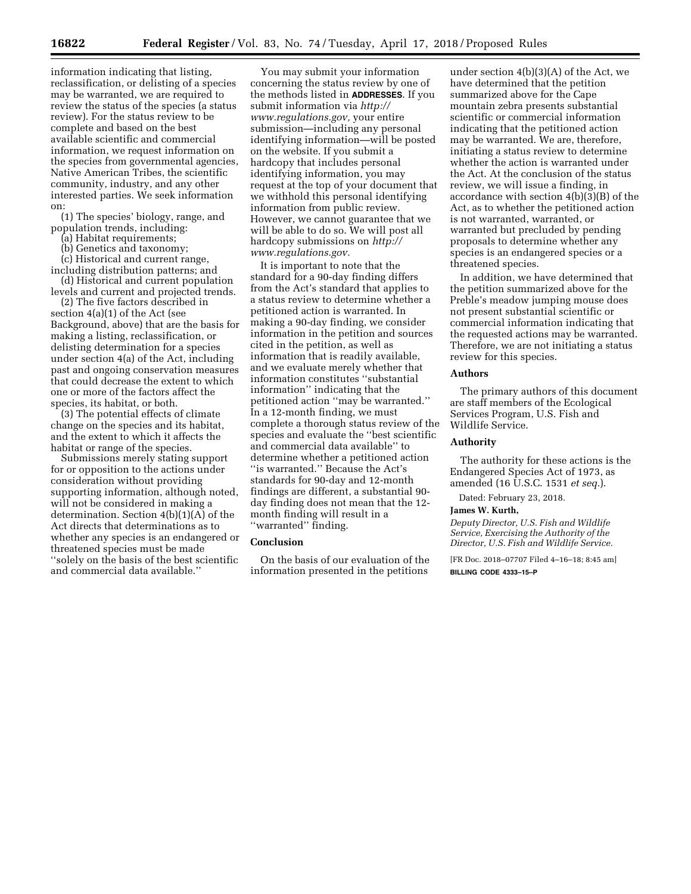information indicating that listing, reclassification, or delisting of a species may be warranted, we are required to review the status of the species (a status review). For the status review to be complete and based on the best available scientific and commercial information, we request information on the species from governmental agencies, Native American Tribes, the scientific community, industry, and any other interested parties. We seek information on:

(1) The species' biology, range, and population trends, including:

(a) Habitat requirements;

(b) Genetics and taxonomy;

(c) Historical and current range, including distribution patterns; and

(d) Historical and current population levels and current and projected trends.

(2) The five factors described in section 4(a)(1) of the Act (see Background, above) that are the basis for making a listing, reclassification, or delisting determination for a species under section 4(a) of the Act, including past and ongoing conservation measures that could decrease the extent to which one or more of the factors affect the species, its habitat, or both.

(3) The potential effects of climate change on the species and its habitat, and the extent to which it affects the habitat or range of the species.

Submissions merely stating support for or opposition to the actions under consideration without providing supporting information, although noted, will not be considered in making a determination. Section 4(b)(1)(A) of the Act directs that determinations as to whether any species is an endangered or threatened species must be made ''solely on the basis of the best scientific and commercial data available.''

You may submit your information concerning the status review by one of the methods listed in **ADDRESSES**. If you submit information via *http://www.regulations.gov,* your entire submission—including any personal identifying information—will be posted on the website. If you submit a hardcopy that includes personal identifying information, you may request at the top of your document that we withhold this personal identifying information from public review. However, we cannot guarantee that we will be able to do so. We will post all hardcopy submissions on *http://www.regulations.gov.*

It is important to note that the standard for a 90-day finding differs from the Act's standard that applies to a status review to determine whether a petitioned action is warranted. In making a 90-day finding, we consider information in the petition and sources cited in the petition, as well as information that is readily available, and we evaluate merely whether that information constitutes ''substantial information'' indicating that the petitioned action ''may be warranted.'' In a 12-month finding, we must complete a thorough status review of the species and evaluate the ''best scientific and commercial data available'' to determine whether a petitioned action ''is warranted.'' Because the Act's standards for 90-day and 12-month findings are different, a substantial 90-day finding does not mean that the 12-month finding will result in a ''warranted'' finding.

## Conclusion

On the basis of our evaluation of the information presented in the petitions under section 4(b)(3)(A) of the Act, we have determined that the petition summarized above for the Cape mountain zebra presents substantial scientific or commercial information indicating that the petitioned action may be warranted. We are, therefore, initiating a status review to determine whether the action is warranted under the Act. At the conclusion of the status review, we will issue a finding, in accordance with section 4(b)(3)(B) of the Act, as to whether the petitioned action is not warranted, warranted, or warranted but precluded by pending proposals to determine whether any species is an endangered species or a threatened species.

In addition, we have determined that the petition summarized above for the Preble's meadow jumping mouse does not present substantial scientific or commercial information indicating that the requested actions may be warranted. Therefore, we are not initiating a status review for this species.

## Authors

The primary authors of this document are staff members of the Ecological Services Program, U.S. Fish and Wildlife Service.

## Authority

The authority for these actions is the Endangered Species Act of 1973, as amended (16 U.S.C. 1531 *et seq.*).

Dated: February 23, 2018.

**James W. Kurth,**

*Deputy Director, U.S. Fish and Wildlife Service, Exercising the Authority of the Director, U.S. Fish and Wildlife Service.*

[FR Doc. 2018–07707 Filed 4–16–18; 8:45 am]

**BILLING CODE 4333–15–P**